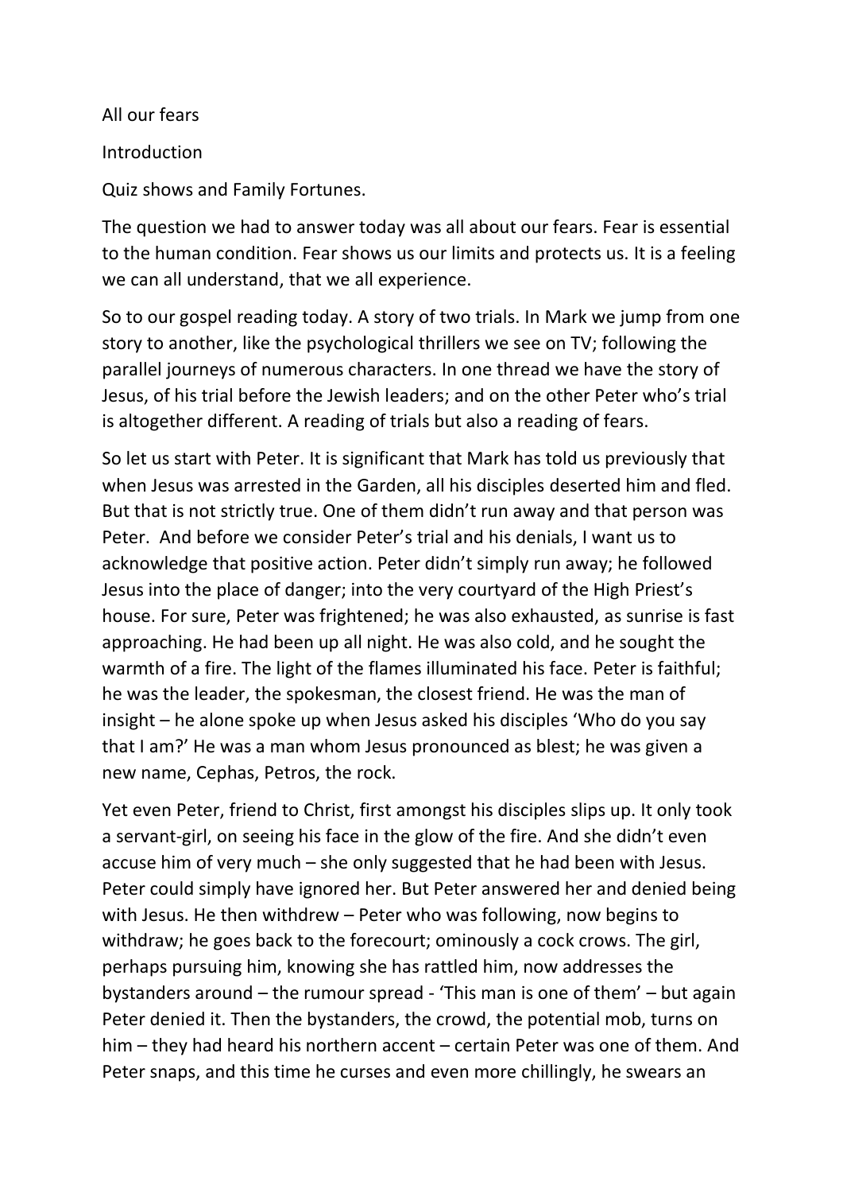All our fears

Introduction

Quiz shows and Family Fortunes.

The question we had to answer today was all about our fears. Fear is essential to the human condition. Fear shows us our limits and protects us. It is a feeling we can all understand, that we all experience.

So to our gospel reading today. A story of two trials. In Mark we jump from one story to another, like the psychological thrillers we see on TV; following the parallel journeys of numerous characters. In one thread we have the story of Jesus, of his trial before the Jewish leaders; and on the other Peter who's trial is altogether different. A reading of trials but also a reading of fears.

So let us start with Peter. It is significant that Mark has told us previously that when Jesus was arrested in the Garden, all his disciples deserted him and fled. But that is not strictly true. One of them didn't run away and that person was Peter. And before we consider Peter's trial and his denials, I want us to acknowledge that positive action. Peter didn't simply run away; he followed Jesus into the place of danger; into the very courtyard of the High Priest's house. For sure, Peter was frightened; he was also exhausted, as sunrise is fast approaching. He had been up all night. He was also cold, and he sought the warmth of a fire. The light of the flames illuminated his face. Peter is faithful; he was the leader, the spokesman, the closest friend. He was the man of insight – he alone spoke up when Jesus asked his disciples 'Who do you say that I am?' He was a man whom Jesus pronounced as blest; he was given a new name, Cephas, Petros, the rock.

Yet even Peter, friend to Christ, first amongst his disciples slips up. It only took a servant-girl, on seeing his face in the glow of the fire. And she didn't even accuse him of very much – she only suggested that he had been with Jesus. Peter could simply have ignored her. But Peter answered her and denied being with Jesus. He then withdrew – Peter who was following, now begins to withdraw; he goes back to the forecourt; ominously a cock crows. The girl, perhaps pursuing him, knowing she has rattled him, now addresses the bystanders around – the rumour spread - 'This man is one of them' – but again Peter denied it. Then the bystanders, the crowd, the potential mob, turns on him – they had heard his northern accent – certain Peter was one of them. And Peter snaps, and this time he curses and even more chillingly, he swears an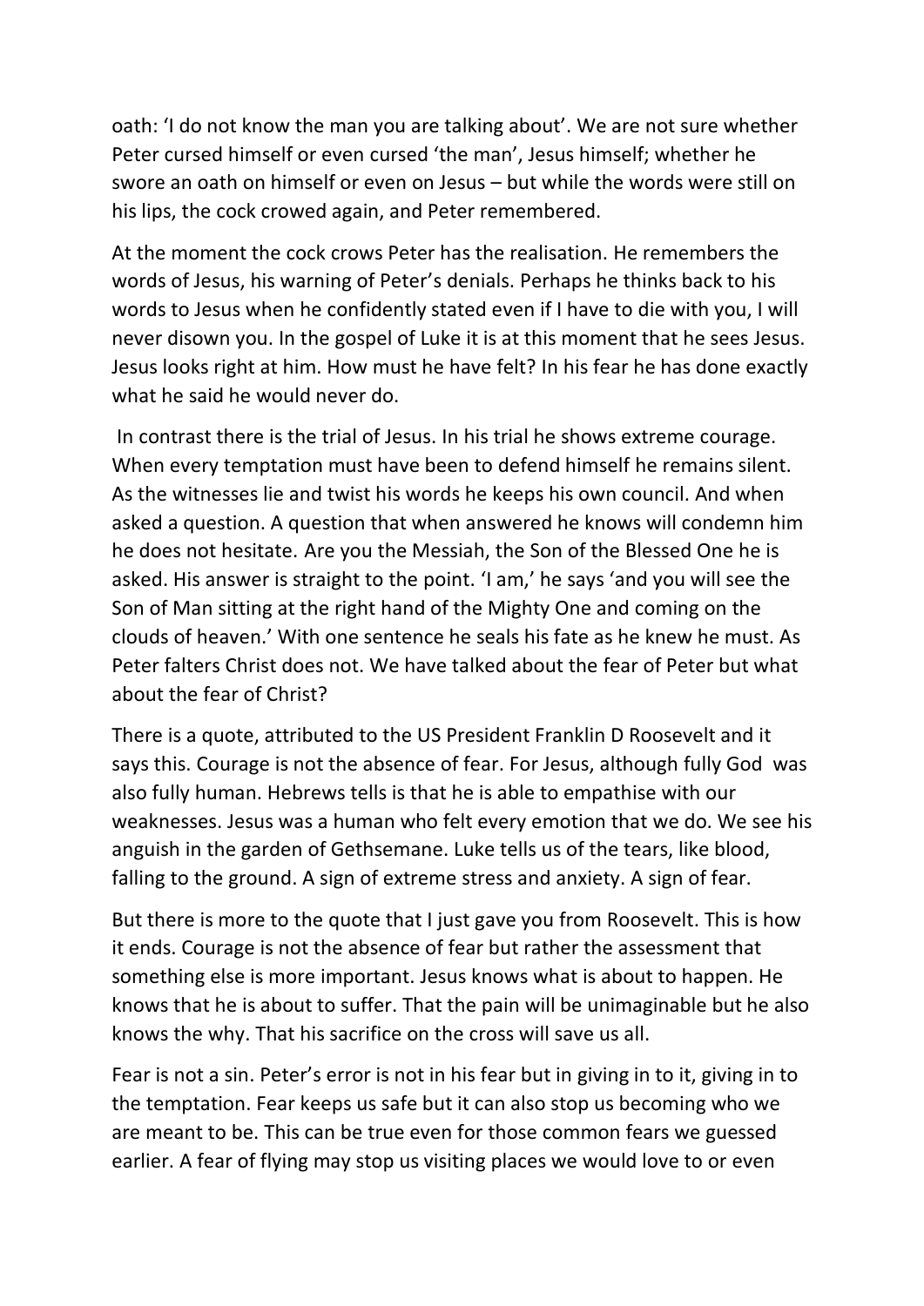oath: 'I do not know the man you are talking about'. We are not sure whether Peter cursed himself or even cursed 'the man', Jesus himself; whether he swore an oath on himself or even on Jesus – but while the words were still on his lips, the cock crowed again, and Peter remembered.

At the moment the cock crows Peter has the realisation. He remembers the words of Jesus, his warning of Peter's denials. Perhaps he thinks back to his words to Jesus when he confidently stated even if I have to die with you, I will never disown you. In the gospel of Luke it is at this moment that he sees Jesus. Jesus looks right at him. How must he have felt? In his fear he has done exactly what he said he would never do.

In contrast there is the trial of Jesus. In his trial he shows extreme courage. When every temptation must have been to defend himself he remains silent. As the witnesses lie and twist his words he keeps his own council. And when asked a question. A question that when answered he knows will condemn him he does not hesitate. Are you the Messiah, the Son of the Blessed One he is asked. His answer is straight to the point. 'I am,' he says 'and you will see the Son of Man sitting at the right hand of the Mighty One and coming on the clouds of heaven.' With one sentence he seals his fate as he knew he must. As Peter falters Christ does not. We have talked about the fear of Peter but what about the fear of Christ?

There is a quote, attributed to the US President Franklin D Roosevelt and it says this. Courage is not the absence of fear. For Jesus, although fully God was also fully human. Hebrews tells is that he is able to empathise with our weaknesses. Jesus was a human who felt every emotion that we do. We see his anguish in the garden of Gethsemane. Luke tells us of the tears, like blood, falling to the ground. A sign of extreme stress and anxiety. A sign of fear.

But there is more to the quote that I just gave you from Roosevelt. This is how it ends. Courage is not the absence of fear but rather the assessment that something else is more important. Jesus knows what is about to happen. He knows that he is about to suffer. That the pain will be unimaginable but he also knows the why. That his sacrifice on the cross will save us all.

Fear is not a sin. Peter's error is not in his fear but in giving in to it, giving in to the temptation. Fear keeps us safe but it can also stop us becoming who we are meant to be. This can be true even for those common fears we guessed earlier. A fear of flying may stop us visiting places we would love to or even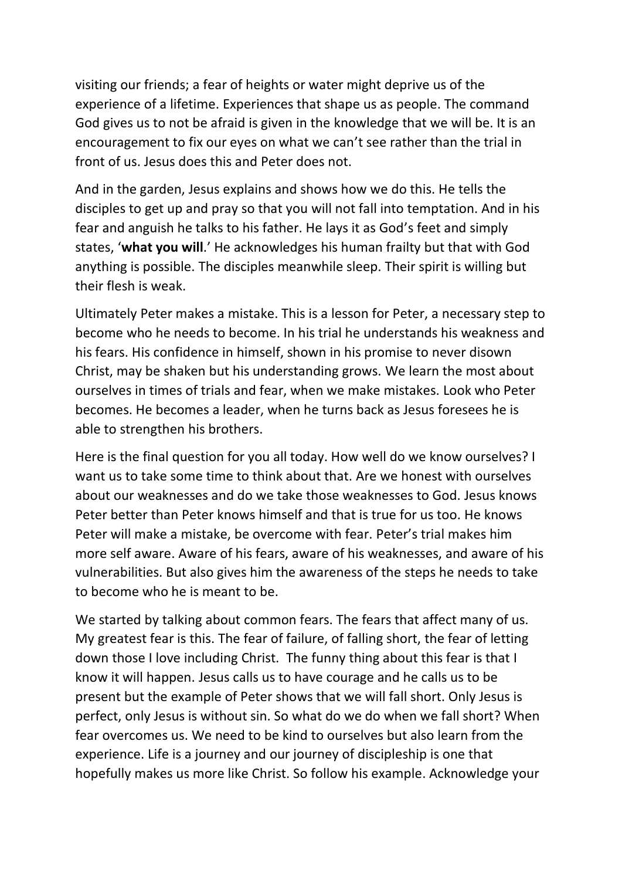visiting our friends; a fear of heights or water might deprive us of the experience of a lifetime. Experiences that shape us as people. The command God gives us to not be afraid is given in the knowledge that we will be. It is an encouragement to fix our eyes on what we can't see rather than the trial in front of us. Jesus does this and Peter does not.

And in the garden, Jesus explains and shows how we do this. He tells the disciples to get up and pray so that you will not fall into temptation. And in his fear and anguish he talks to his father. He lays it as God's feet and simply states, '**what you will**.' He acknowledges his human frailty but that with God anything is possible. The disciples meanwhile sleep. Their spirit is willing but their flesh is weak.

Ultimately Peter makes a mistake. This is a lesson for Peter, a necessary step to become who he needs to become. In his trial he understands his weakness and his fears. His confidence in himself, shown in his promise to never disown Christ, may be shaken but his understanding grows. We learn the most about ourselves in times of trials and fear, when we make mistakes. Look who Peter becomes. He becomes a leader, when he turns back as Jesus foresees he is able to strengthen his brothers.

Here is the final question for you all today. How well do we know ourselves? I want us to take some time to think about that. Are we honest with ourselves about our weaknesses and do we take those weaknesses to God. Jesus knows Peter better than Peter knows himself and that is true for us too. He knows Peter will make a mistake, be overcome with fear. Peter's trial makes him more self aware. Aware of his fears, aware of his weaknesses, and aware of his vulnerabilities. But also gives him the awareness of the steps he needs to take to become who he is meant to be.

We started by talking about common fears. The fears that affect many of us. My greatest fear is this. The fear of failure, of falling short, the fear of letting down those I love including Christ. The funny thing about this fear is that I know it will happen. Jesus calls us to have courage and he calls us to be present but the example of Peter shows that we will fall short. Only Jesus is perfect, only Jesus is without sin. So what do we do when we fall short? When fear overcomes us. We need to be kind to ourselves but also learn from the experience. Life is a journey and our journey of discipleship is one that hopefully makes us more like Christ. So follow his example. Acknowledge your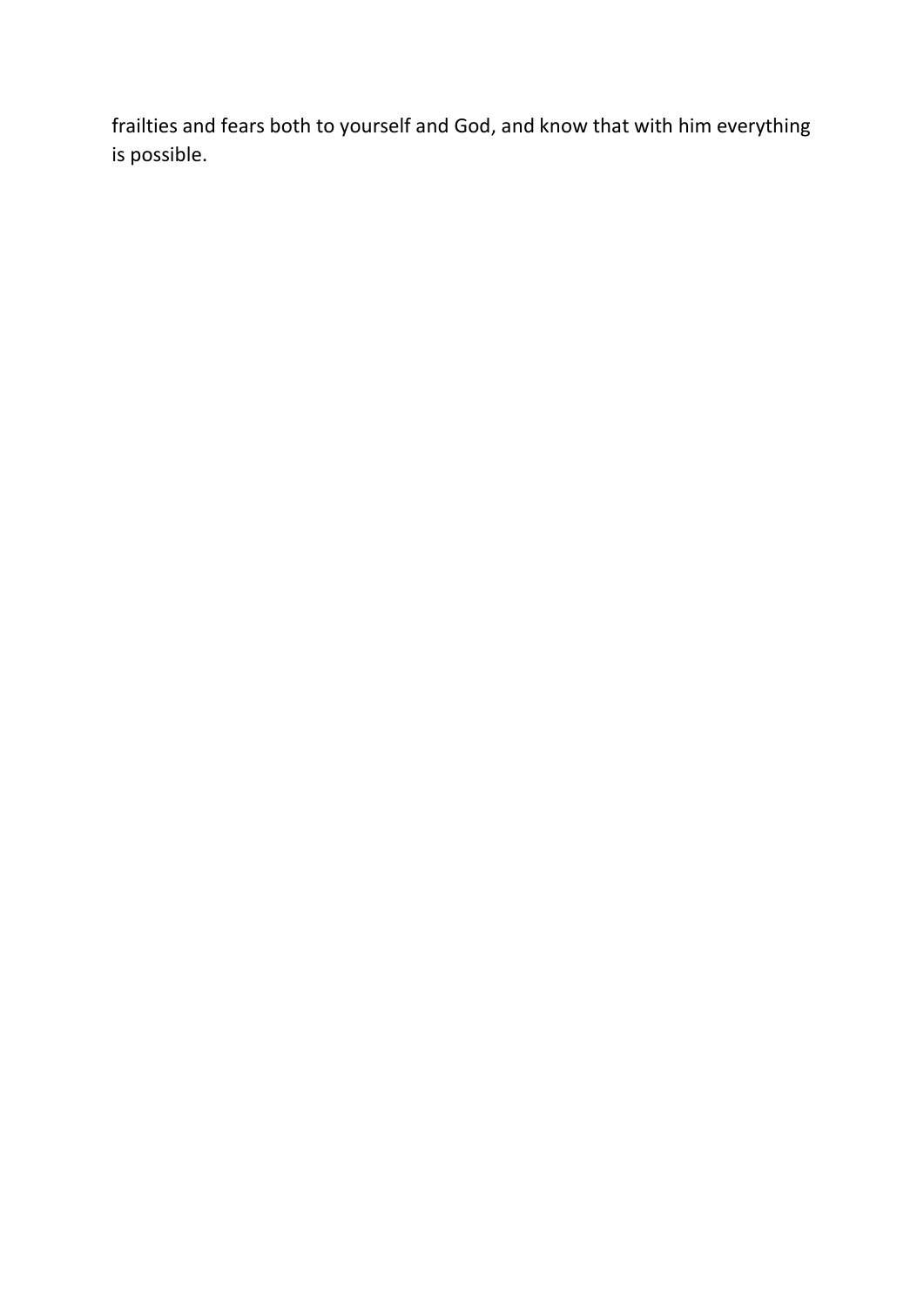frailties and fears both to yourself and God, and know that with him everything is possible.